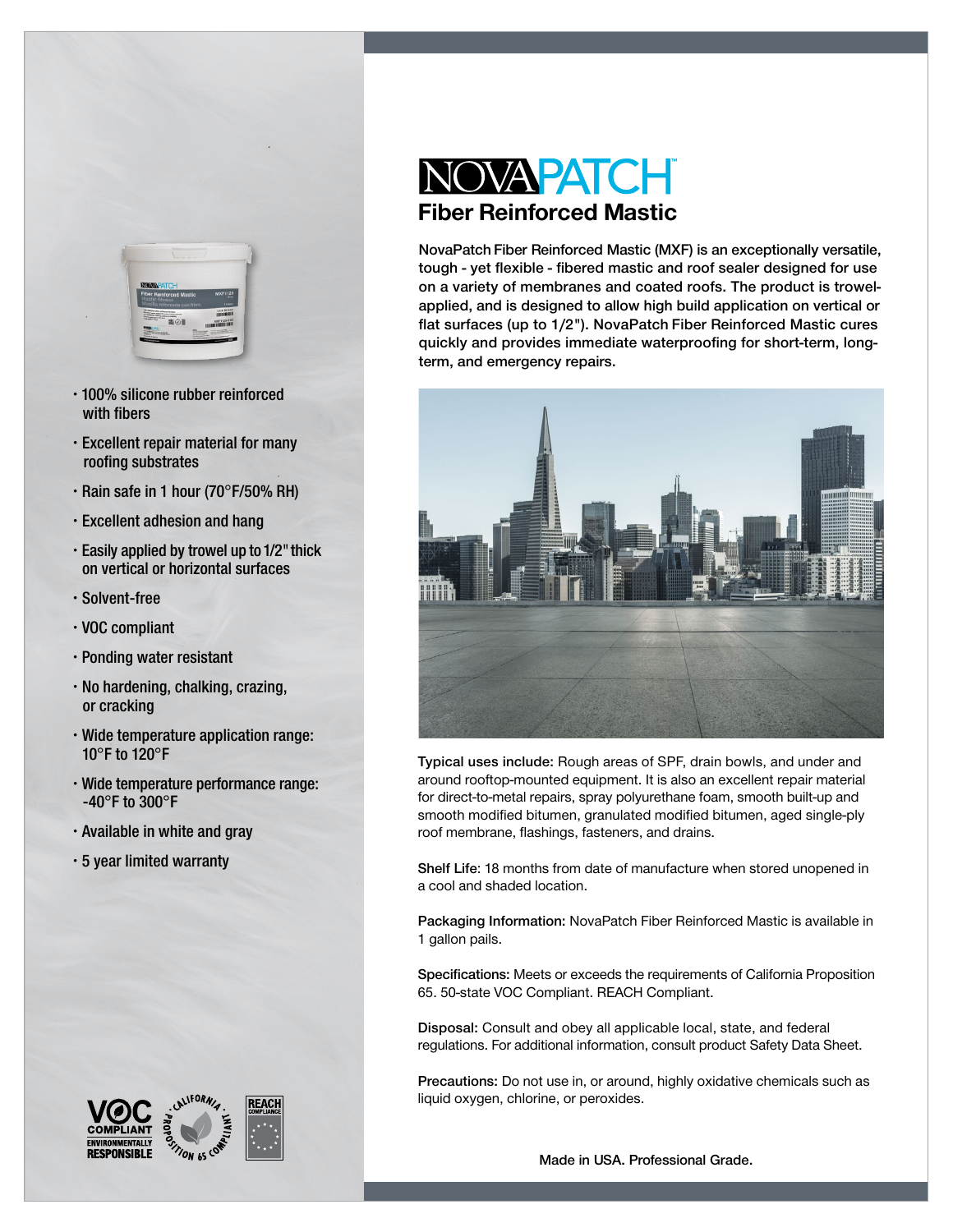# NOVAPATCH™

## Fiber Reinforced Mastic

NovaPatch Fiber Reinforced Mastic (MXF) is an exceptionally versatile, tough - yet flexible - fibered mastic and roof sealer designed for use on a variety of membranes and coated roofs. The product is trowel-applied, and is designed to allow high build application on vertical or flat surfaces (up to 1/2"). NovaPatch Fiber Reinforced Mastic cures quickly and provides immediate waterproofing for short-term, long-term, and emergency repairs.

- 100% silicone rubber reinforced with fibers
- Excellent repair material for many roofing substrates
- Rain safe in 1 hour (70°F/50% RH)
- Excellent adhesion and hang
- Easily applied by trowel up to 1/2" thick on vertical or horizontal surfaces
- Solvent-free
- VOC compliant
- Ponding water resistant
- No hardening, chalking, crazing, or cracking
- Wide temperature application range: 10°F to 120°F
- Wide temperature performance range: -40°F to 300°F
- Available in white and gray
- 5 year limited warranty

**Typical uses include:** Rough areas of SPF, drain bowls, and under and around rooftop-mounted equipment. It is also an excellent repair material for direct-to-metal repairs, spray polyurethane foam, smooth built-up and smooth modified bitumen, granulated modified bitumen, aged single-ply roof membrane, flashings, fasteners, and drains.

**Shelf Life:** 18 months from date of manufacture when stored unopened in a cool and shaded location.

**Packaging Information:** NovaPatch Fiber Reinforced Mastic is available in 1 gallon pails.

**Specifications:** Meets or exceeds the requirements of California Proposition 65. 50-state VOC Compliant. REACH Compliant.

**Disposal:** Consult and obey all applicable local, state, and federal regulations. For additional information, consult product Safety Data Sheet.

**Precautions:** Do not use in, or around, highly oxidative chemicals such as liquid oxygen, chlorine, or peroxides.

VOC COMPLIANT ENVIRONMENTALLY RESPONSIBLE · CALIFORNIA PROPOSITION 65 COMPLIANT · REACH COMPLIANCE

Made in USA. Professional Grade.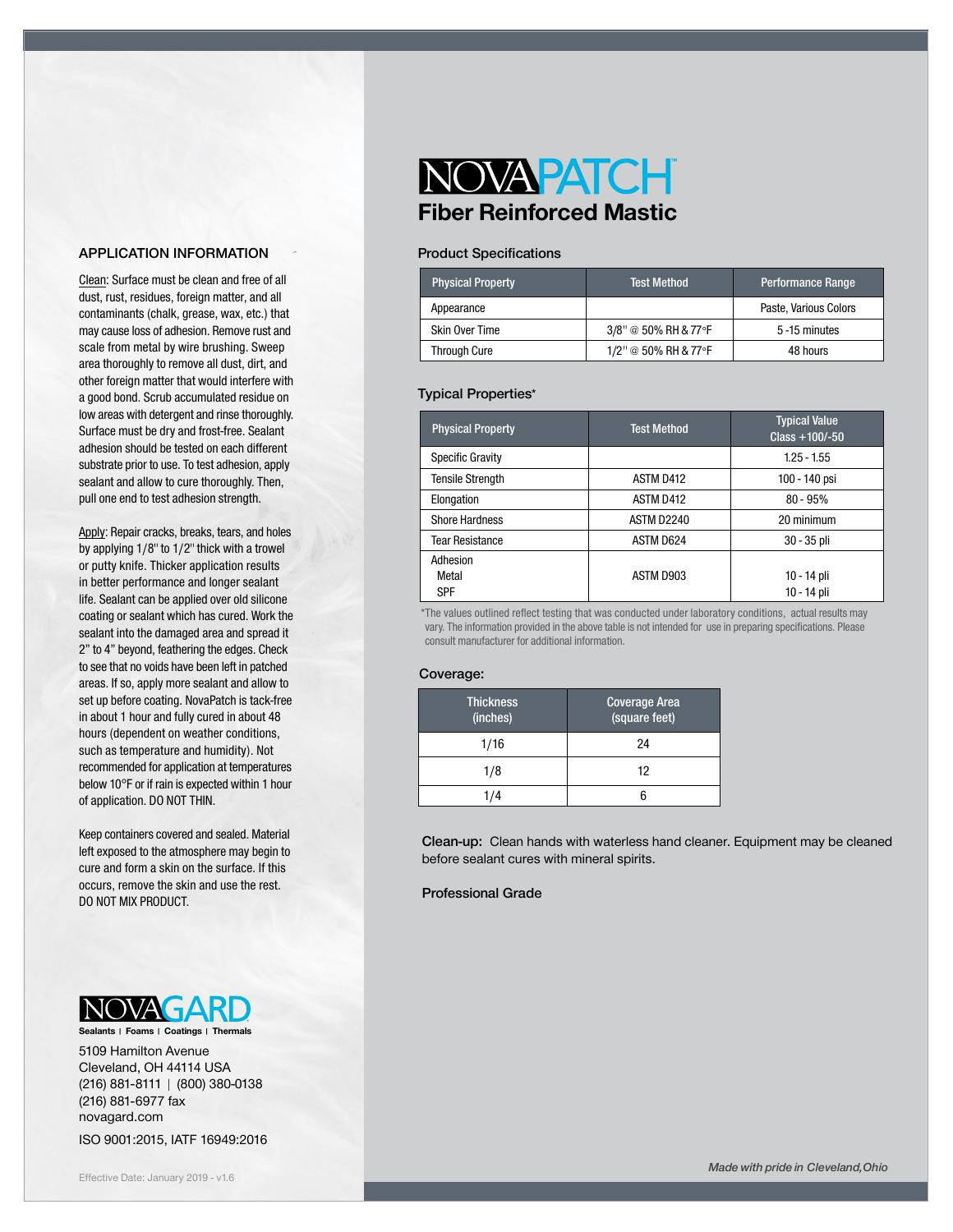# NOVAPATCH™

## Fiber Reinforced Mastic

### Product Specifications

| Physical Property | Test Method | Performance Range |
|---|---|---|
| Appearance | | Paste, Various Colors |
| Skin Over Time | 3/8" @ 50% RH & 77°F | 5 -15 minutes |
| Through Cure | 1/2" @ 50% RH & 77°F | 48 hours |

### Typical Properties*

| Physical Property | Test Method | Typical Value Class +100/-50 |
|---|---|---|
| Specific Gravity | | 1.25 - 1.55 |
| Tensile Strength | ASTM D412 | 100 - 140 psi |
| Elongation | ASTM D412 | 80 - 95% |
| Shore Hardness | ASTM D2240 | 20 minimum |
| Tear Resistance | ASTM D624 | 30 - 35 pli |
| Adhesion<br>Metal<br>SPF | ASTM D903 | <br>10 - 14 pli<br>10 - 14 pli |

*The values outlined reflect testing that was conducted under laboratory conditions, actual results may vary. The information provided in the above table is not intended for use in preparing specifications. Please consult manufacturer for additional information.

### Coverage:

| Thickness (inches) | Coverage Area (square feet) |
|---|---|
| 1/16 | 24 |
| 1/8 | 12 |
| 1/4 | 6 |

**Clean-up:** Clean hands with waterless hand cleaner. Equipment may be cleaned before sealant cures with mineral spirits.

**Professional Grade**

### APPLICATION INFORMATION

Clean: Surface must be clean and free of all dust, rust, residues, foreign matter, and all contaminants (chalk, grease, wax, etc.) that may cause loss of adhesion. Remove rust and scale from metal by wire brushing. Sweep area thoroughly to remove all dust, dirt, and other foreign matter that would interfere with a good bond. Scrub accumulated residue on low areas with detergent and rinse thoroughly. Surface must be dry and frost-free. Sealant adhesion should be tested on each different substrate prior to use. To test adhesion, apply sealant and allow to cure thoroughly. Then, pull one end to test adhesion strength.

Apply: Repair cracks, breaks, tears, and holes by applying 1/8" to 1/2" thick with a trowel or putty knife. Thicker application results in better performance and longer sealant life. Sealant can be applied over old silicone coating or sealant which has cured. Work the sealant into the damaged area and spread it 2" to 4" beyond, feathering the edges. Check to see that no voids have been left in patched areas. If so, apply more sealant and allow to set up before coating. NovaPatch is tack-free in about 1 hour and fully cured in about 48 hours (dependent on weather conditions, such as temperature and humidity). Not recommended for application at temperatures below 10°F or if rain is expected within 1 hour of application. DO NOT THIN.

Keep containers covered and sealed. Material left exposed to the atmosphere may begin to cure and form a skin on the surface. If this occurs, remove the skin and use the rest. DO NOT MIX PRODUCT.

**NOVAGARD**
Sealants | Foams | Coatings | Thermals

5109 Hamilton Avenue
Cleveland, OH 44114 USA
(216) 881-8111 | (800) 380-0138
(216) 881-6977 fax
novagard.com

ISO 9001:2015, IATF 16949:2016

Effective Date: January 2019 - v1.6

*Made with pride in Cleveland, Ohio*